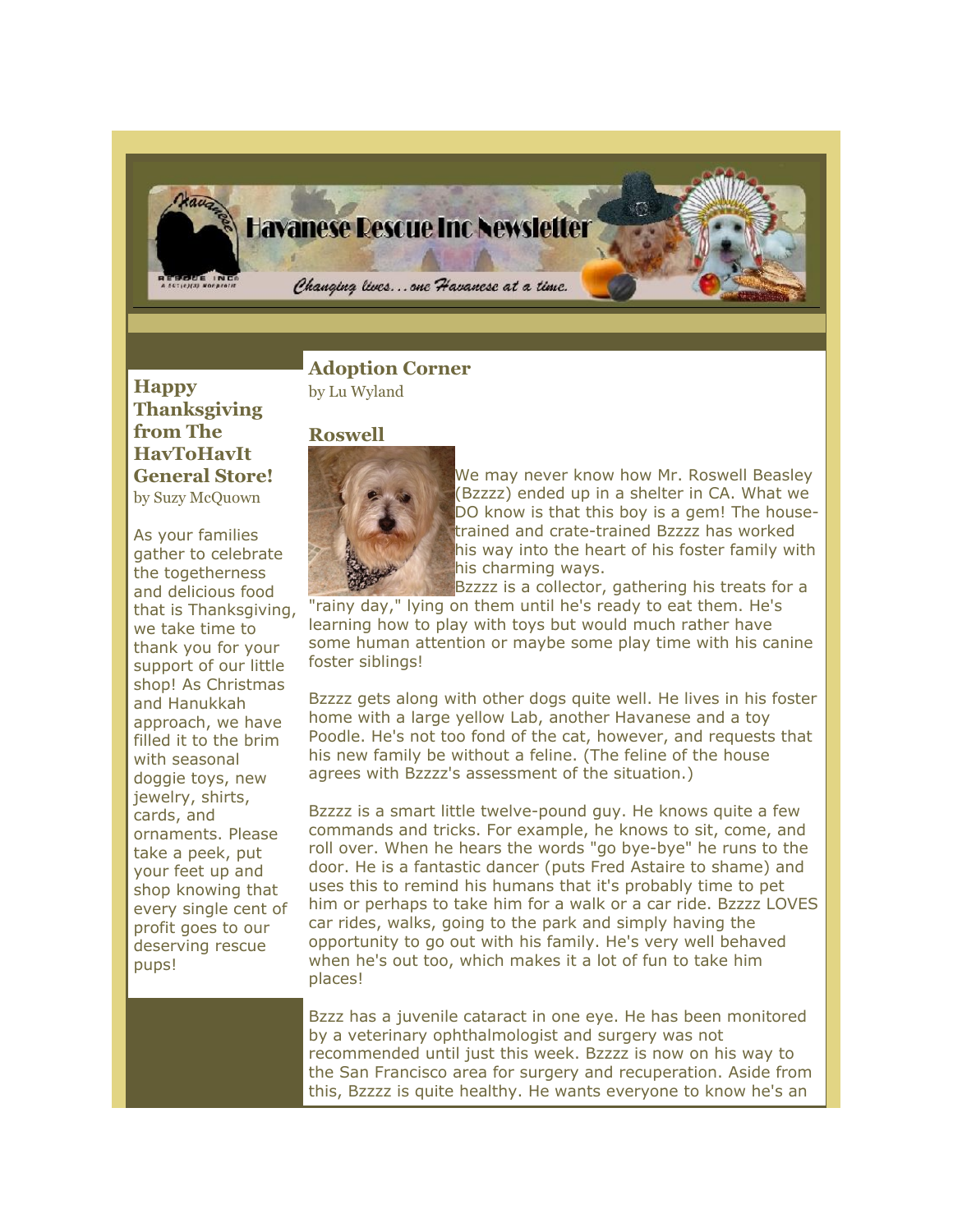# Havanese Rescue Inc Newsletter

*Changing lives... one Havanese at a time.*

## Happy Thanksgiving from The HavToHavIt General Store!

by Suzy McQuown

As your families gather to celebrate the togetherness and delicious food that is Thanksgiving, we take time to thank you for your support of our little shop! As Christmas and Hanukkah approach, we have filled it to the brim with seasonal doggie toys, new jewelry, shirts, cards, and ornaments. Please take a peek, put your feet up and shop knowing that every single cent of profit goes to our deserving rescue pups!

## Adoption Corner

by Lu Wyland

### Roswell

We may never know how Mr. Roswell Beasley (Bzzzz) ended up in a shelter in CA. What we DO know is that this boy is a gem! The house-trained and crate-trained Bzzzz has worked his way into the heart of his foster family with his charming ways.

Bzzzz is a collector, gathering his treats for a "rainy day," lying on them until he's ready to eat them. He's learning how to play with toys but would much rather have some human attention or maybe some play time with his canine foster siblings!

Bzzzz gets along with other dogs quite well. He lives in his foster home with a large yellow Lab, another Havanese and a toy Poodle. He's not too fond of the cat, however, and requests that his new family be without a feline. (The feline of the house agrees with Bzzzz's assessment of the situation.)

Bzzzz is a smart little twelve-pound guy. He knows quite a few commands and tricks. For example, he knows to sit, come, and roll over. When he hears the words "go bye-bye" he runs to the door. He is a fantastic dancer (puts Fred Astaire to shame) and uses this to remind his humans that it's probably time to pet him or perhaps to take him for a walk or a car ride. Bzzzz LOVES car rides, walks, going to the park and simply having the opportunity to go out with his family. He's very well behaved when he's out too, which makes it a lot of fun to take him places!

Bzzz has a juvenile cataract in one eye. He has been monitored by a veterinary ophthalmologist and surgery was not recommended until just this week. Bzzzz is now on his way to the San Francisco area for surgery and recuperation. Aside from this, Bzzzz is quite healthy. He wants everyone to know he's an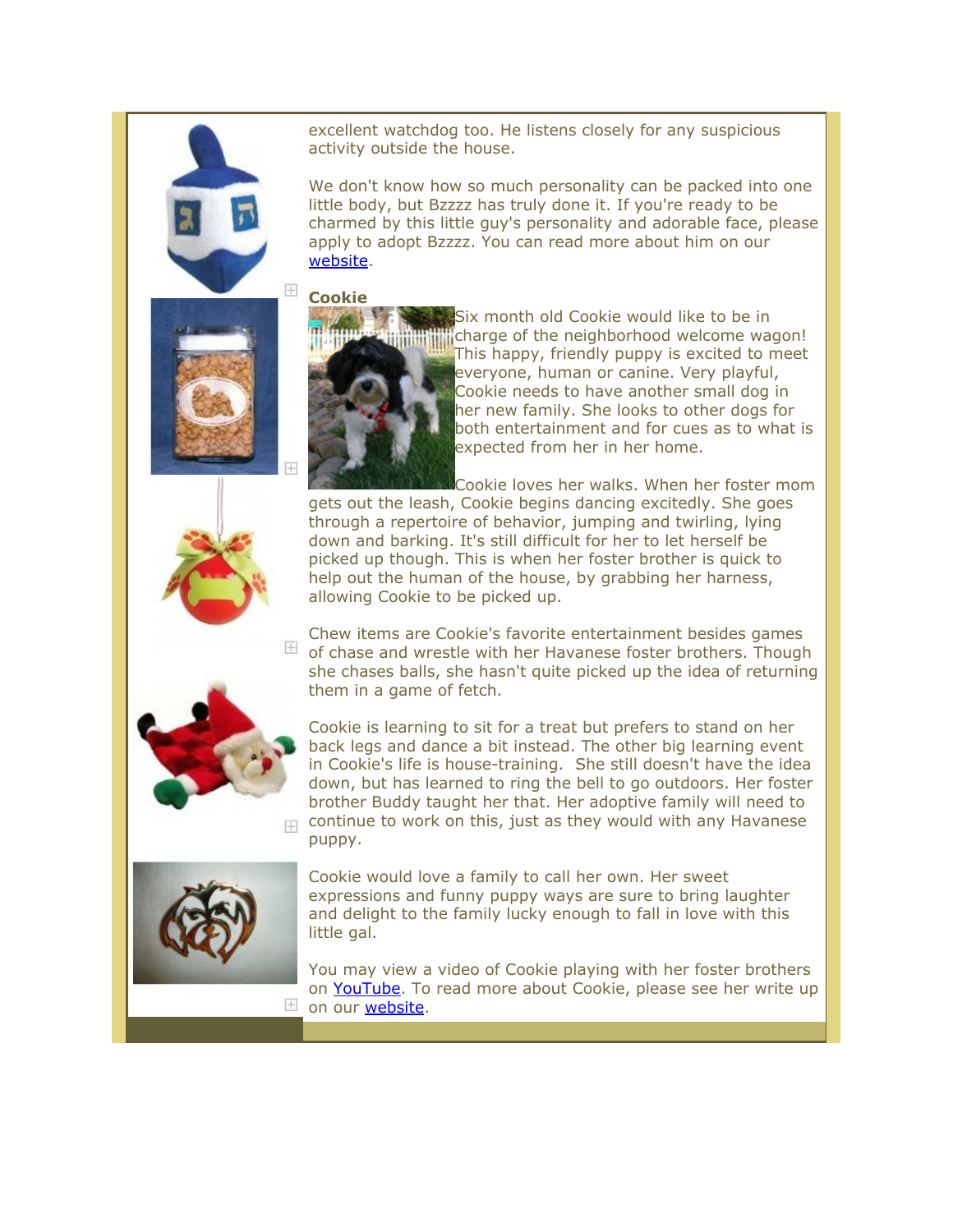excellent watchdog too. He listens closely for any suspicious activity outside the house.

We don't know how so much personality can be packed into one little body, but Bzzzz has truly done it. If you're ready to be charmed by this little guy's personality and adorable face, please apply to adopt Bzzzz. You can read more about him on our website.

**Cookie**

Six month old Cookie would like to be in charge of the neighborhood welcome wagon! This happy, friendly puppy is excited to meet everyone, human or canine. Very playful, Cookie needs to have another small dog in her new family. She looks to other dogs for both entertainment and for cues as to what is expected from her in her home.

Cookie loves her walks. When her foster mom gets out the leash, Cookie begins dancing excitedly. She goes through a repertoire of behavior, jumping and twirling, lying down and barking. It's still difficult for her to let herself be picked up though. This is when her foster brother is quick to help out the human of the house, by grabbing her harness, allowing Cookie to be picked up.

Chew items are Cookie's favorite entertainment besides games of chase and wrestle with her Havanese foster brothers. Though she chases balls, she hasn't quite picked up the idea of returning them in a game of fetch.

Cookie is learning to sit for a treat but prefers to stand on her back legs and dance a bit instead. The other big learning event in Cookie's life is house-training. She still doesn't have the idea down, but has learned to ring the bell to go outdoors. Her foster brother Buddy taught her that. Her adoptive family will need to continue to work on this, just as they would with any Havanese puppy.

Cookie would love a family to call her own. Her sweet expressions and funny puppy ways are sure to bring laughter and delight to the family lucky enough to fall in love with this little gal.

You may view a video of Cookie playing with her foster brothers on YouTube. To read more about Cookie, please see her write up on our website.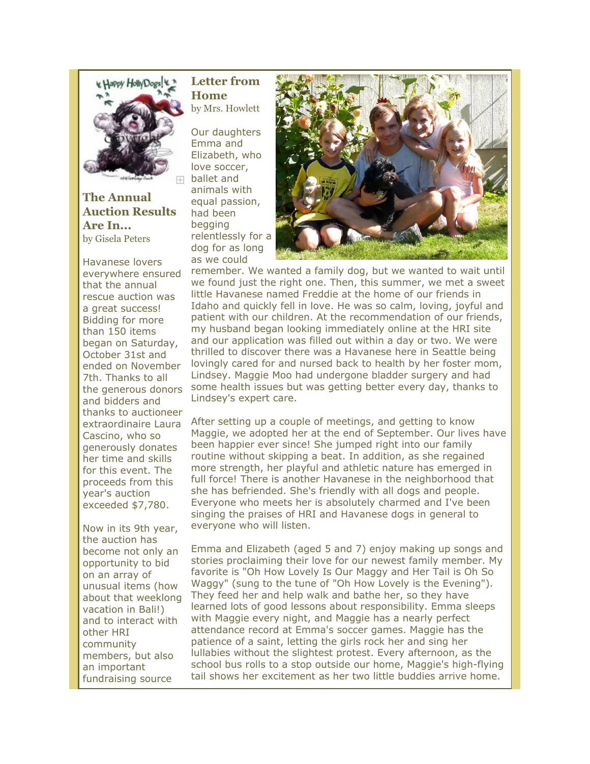## The Annual Auction Results Are In...

by Gisela Peters

Havanese lovers everywhere ensured that the annual rescue auction was a great success! Bidding for more than 150 items began on Saturday, October 31st and ended on November 7th. Thanks to all the generous donors and bidders and thanks to auctioneer extraordinaire Laura Cascino, who so generously donates her time and skills for this event. The proceeds from this year's auction exceeded $7,780.

Now in its 9th year, the auction has become not only an opportunity to bid on an array of unusual items (how about that weeklong vacation in Bali!) and to interact with other HRI community members, but also an important fundraising source

## Letter from Home

by Mrs. Howlett

Our daughters Emma and Elizabeth, who love soccer, ballet and animals with equal passion, had been begging relentlessly for a dog for as long as we could remember. We wanted a family dog, but we wanted to wait until we found just the right one. Then, this summer, we met a sweet little Havanese named Freddie at the home of our friends in Idaho and quickly fell in love. He was so calm, loving, joyful and patient with our children. At the recommendation of our friends, my husband began looking immediately online at the HRI site and our application was filled out within a day or two. We were thrilled to discover there was a Havanese here in Seattle being lovingly cared for and nursed back to health by her foster mom, Lindsey. Maggie Moo had undergone bladder surgery and had some health issues but was getting better every day, thanks to Lindsey's expert care.

After setting up a couple of meetings, and getting to know Maggie, we adopted her at the end of September. Our lives have been happier ever since! She jumped right into our family routine without skipping a beat. In addition, as she regained more strength, her playful and athletic nature has emerged in full force! There is another Havanese in the neighborhood that she has befriended. She's friendly with all dogs and people. Everyone who meets her is absolutely charmed and I've been singing the praises of HRI and Havanese dogs in general to everyone who will listen.

Emma and Elizabeth (aged 5 and 7) enjoy making up songs and stories proclaiming their love for our newest family member. My favorite is "Oh How Lovely Is Our Maggy and Her Tail is Oh So Waggy" (sung to the tune of "Oh How Lovely is the Evening"). They feed her and help walk and bathe her, so they have learned lots of good lessons about responsibility. Emma sleeps with Maggie every night, and Maggie has a nearly perfect attendance record at Emma's soccer games. Maggie has the patience of a saint, letting the girls rock her and sing her lullabies without the slightest protest. Every afternoon, as the school bus rolls to a stop outside our home, Maggie's high-flying tail shows her excitement as her two little buddies arrive home.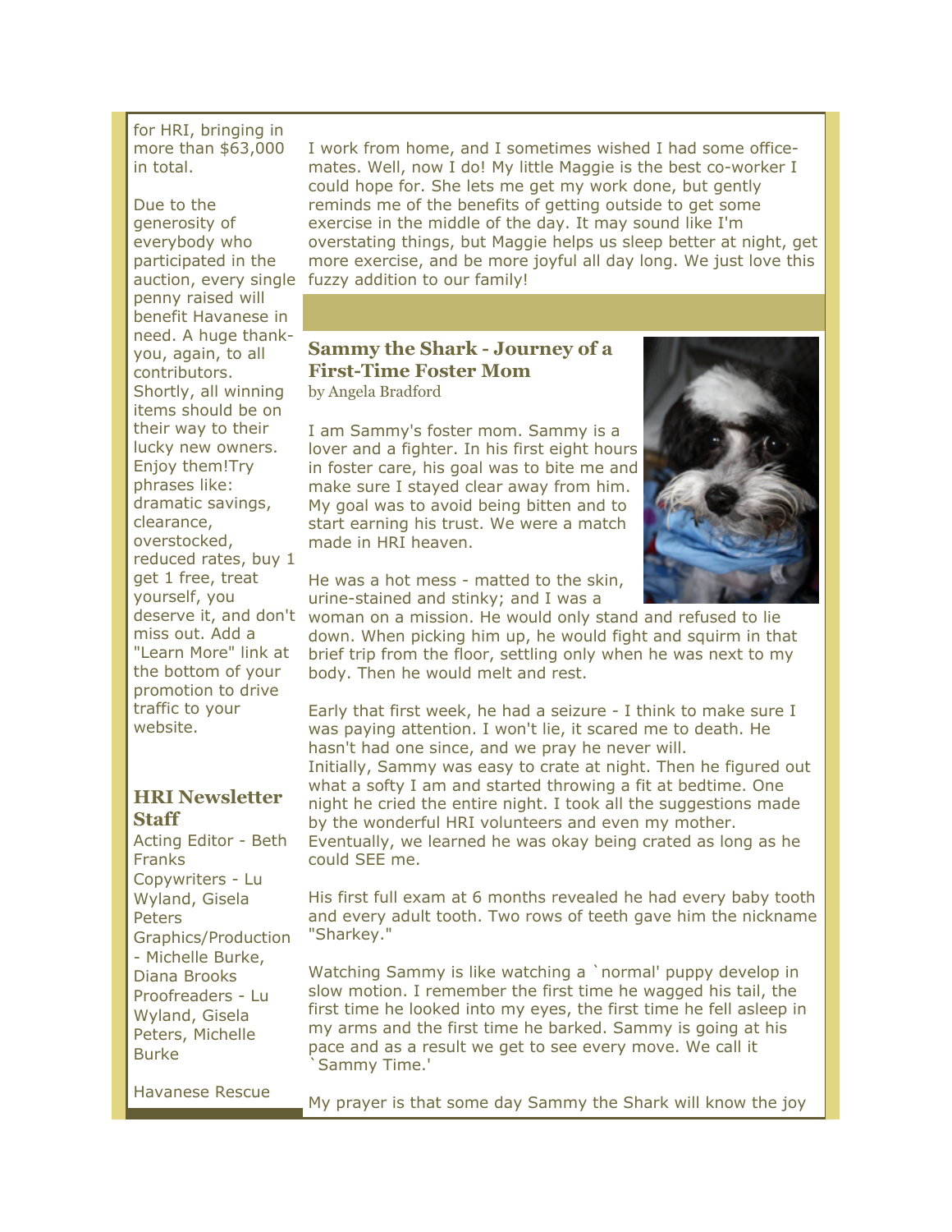for HRI, bringing in more than $63,000 in total.

Due to the generosity of everybody who participated in the auction, every single penny raised will benefit Havanese in need. A huge thank-you, again, to all contributors. Shortly, all winning items should be on their way to their lucky new owners. Enjoy them!Try phrases like: dramatic savings, clearance, overstocked, reduced rates, buy 1 get 1 free, treat yourself, you deserve it, and don't miss out. Add a "Learn More" link at the bottom of your promotion to drive traffic to your website.

### HRI Newsletter Staff

Acting Editor - Beth Franks
Copywriters - Lu Wyland, Gisela Peters
Graphics/Production - Michelle Burke, Diana Brooks
Proofreaders - Lu Wyland, Gisela Peters, Michelle Burke

Havanese Rescue

I work from home, and I sometimes wished I had some office-mates. Well, now I do! My little Maggie is the best co-worker I could hope for. She lets me get my work done, but gently reminds me of the benefits of getting outside to get some exercise in the middle of the day. It may sound like I'm overstating things, but Maggie helps us sleep better at night, get more exercise, and be more joyful all day long. We just love this fuzzy addition to our family!

### Sammy the Shark - Journey of a First-Time Foster Mom

by Angela Bradford

I am Sammy's foster mom. Sammy is a lover and a fighter. In his first eight hours in foster care, his goal was to bite me and make sure I stayed clear away from him. My goal was to avoid being bitten and to start earning his trust. We were a match made in HRI heaven.

He was a hot mess - matted to the skin, urine-stained and stinky; and I was a woman on a mission. He would only stand and refused to lie down. When picking him up, he would fight and squirm in that brief trip from the floor, settling only when he was next to my body. Then he would melt and rest.

Early that first week, he had a seizure - I think to make sure I was paying attention. I won't lie, it scared me to death. He hasn't had one since, and we pray he never will.
Initially, Sammy was easy to crate at night. Then he figured out what a softy I am and started throwing a fit at bedtime. One night he cried the entire night. I took all the suggestions made by the wonderful HRI volunteers and even my mother. Eventually, we learned he was okay being crated as long as he could SEE me.

His first full exam at 6 months revealed he had every baby tooth and every adult tooth. Two rows of teeth gave him the nickname "Sharkey."

Watching Sammy is like watching a `normal' puppy develop in slow motion. I remember the first time he wagged his tail, the first time he looked into my eyes, the first time he fell asleep in my arms and the first time he barked. Sammy is going at his pace and as a result we get to see every move. We call it `Sammy Time.'

My prayer is that some day Sammy the Shark will know the joy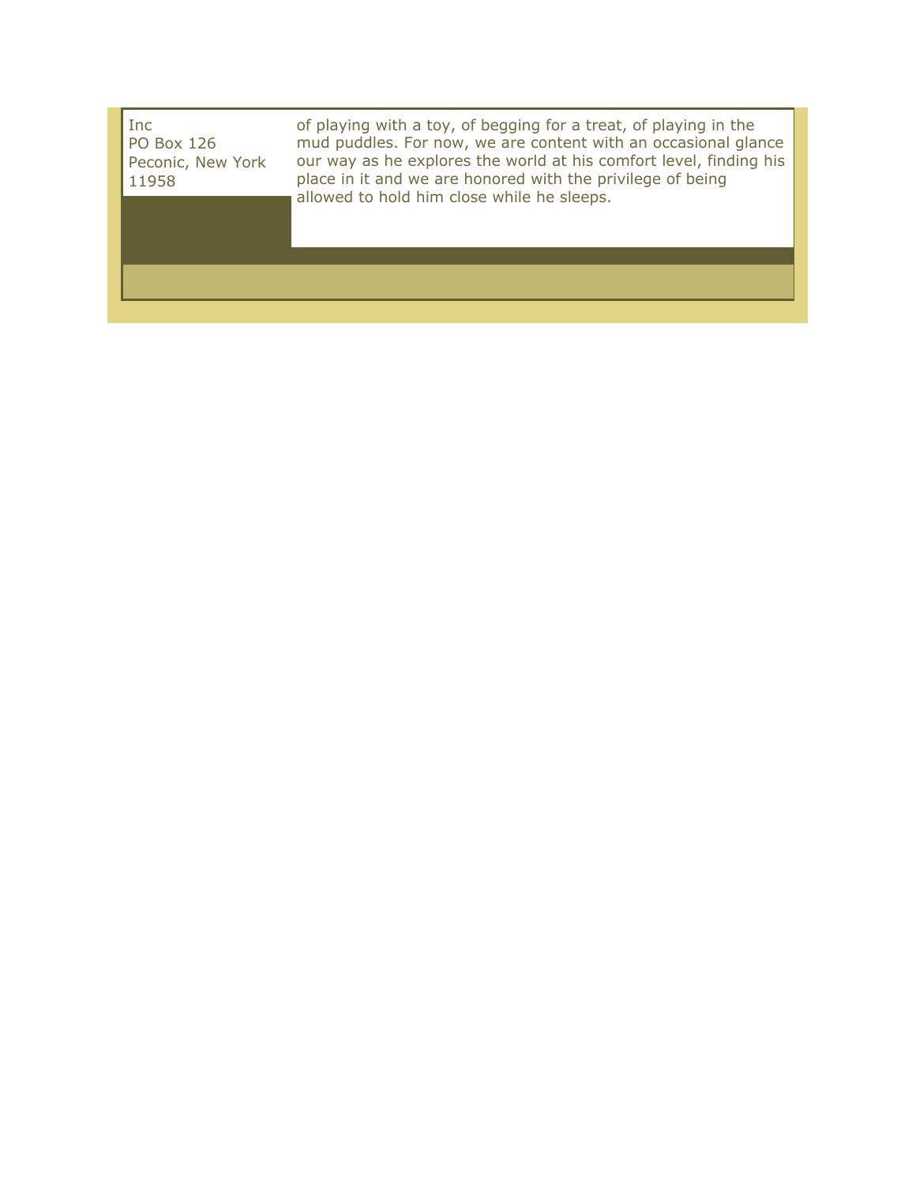Inc
PO Box 126
Peconic, New York
11958

of playing with a toy, of begging for a treat, of playing in the mud puddles. For now, we are content with an occasional glance our way as he explores the world at his comfort level, finding his place in it and we are honored with the privilege of being allowed to hold him close while he sleeps.